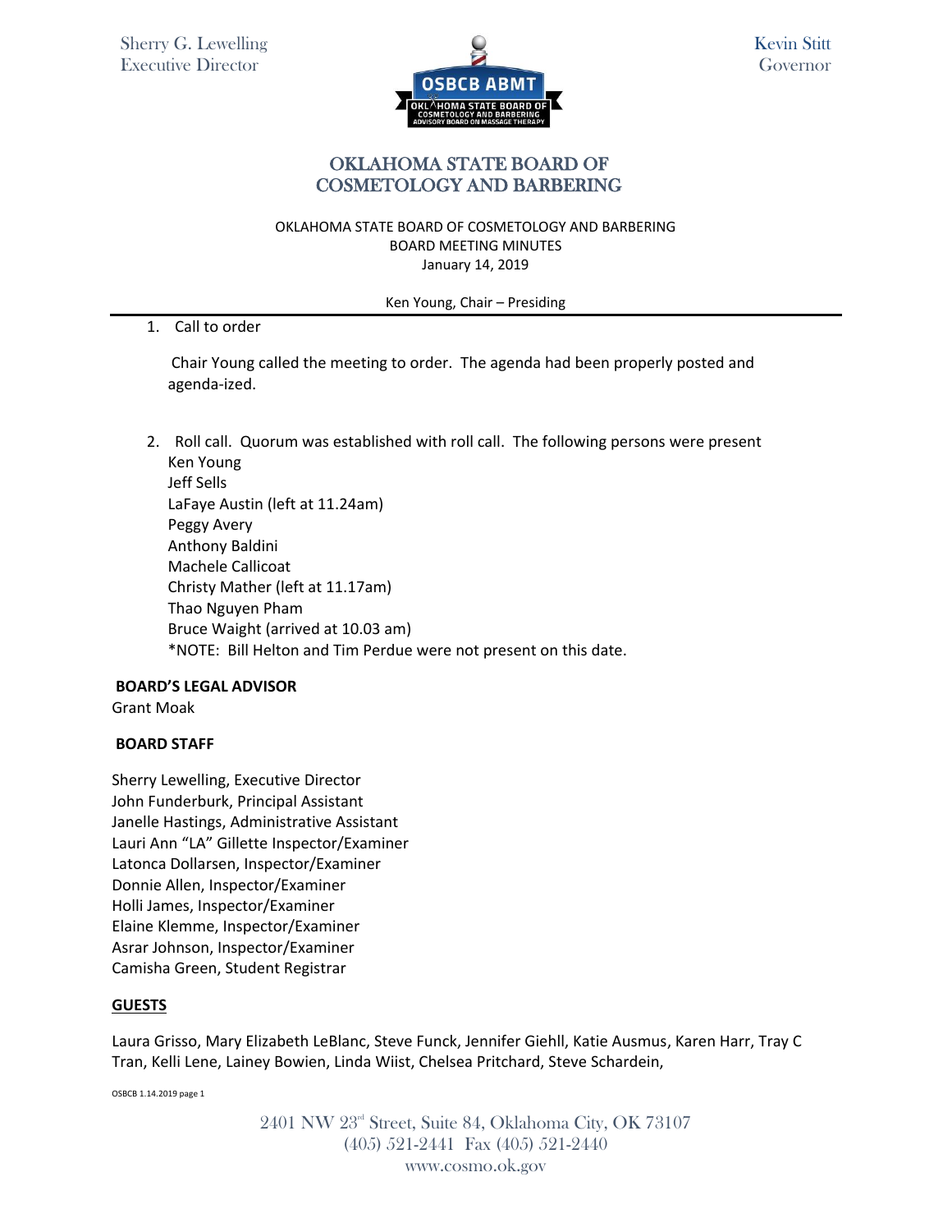Sherry G. Lewelling
Executive Director

Kevin Stitt
Governor

# OKLAHOMA STATE BOARD OF COSMETOLOGY AND BARBERING

OKLAHOMA STATE BOARD OF COSMETOLOGY AND BARBERING
BOARD MEETING MINUTES
January 14, 2019

Ken Young, Chair – Presiding

1. Call to order

   Chair Young called the meeting to order. The agenda had been properly posted and agenda-ized.

2. Roll call. Quorum was established with roll call. The following persons were present
   Ken Young
   Jeff Sells
   LaFaye Austin (left at 11.24am)
   Peggy Avery
   Anthony Baldini
   Machele Callicoat
   Christy Mather (left at 11.17am)
   Thao Nguyen Pham
   Bruce Waight (arrived at 10.03 am)
   *NOTE: Bill Helton and Tim Perdue were not present on this date.

**BOARD'S LEGAL ADVISOR**

Grant Moak

**BOARD STAFF**

Sherry Lewelling, Executive Director
John Funderburk, Principal Assistant
Janelle Hastings, Administrative Assistant
Lauri Ann "LA" Gillette Inspector/Examiner
Latonca Dollarsen, Inspector/Examiner
Donnie Allen, Inspector/Examiner
Holli James, Inspector/Examiner
Elaine Klemme, Inspector/Examiner
Asrar Johnson, Inspector/Examiner
Camisha Green, Student Registrar

**GUESTS**

Laura Grisso, Mary Elizabeth LeBlanc, Steve Funck, Jennifer Giehll, Katie Ausmus, Karen Harr, Tray C Tran, Kelli Lene, Lainey Bowien, Linda Wiist, Chelsea Pritchard, Steve Schardein,

2401 NW 23rd Street, Suite 84, Oklahoma City, OK 73107
(405) 521-2441 Fax (405) 521-2440
www.cosmo.ok.gov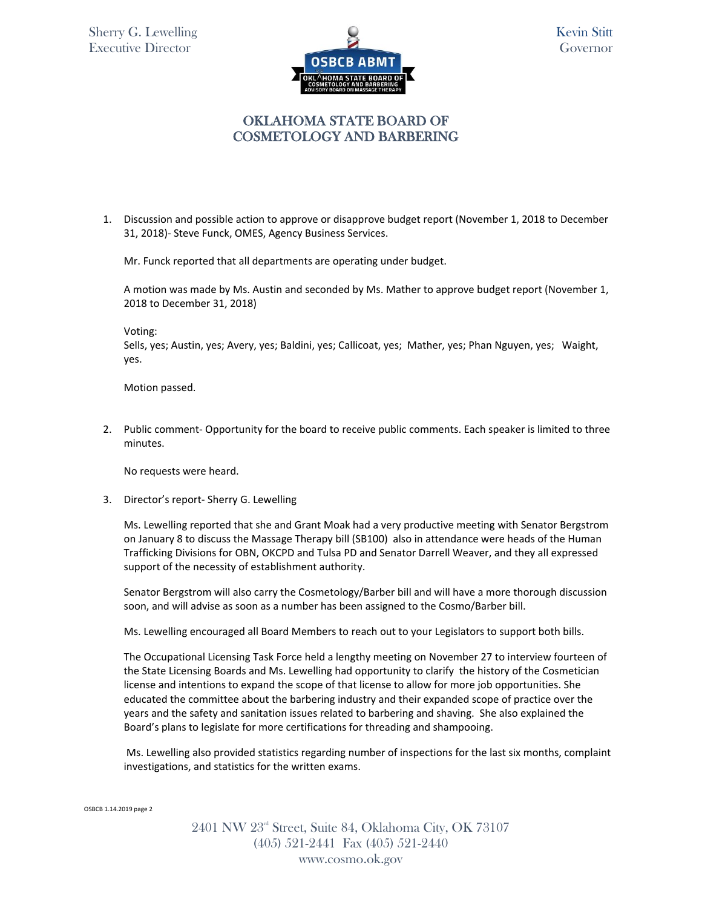1. Discussion and possible action to approve or disapprove budget report (November 1, 2018 to December 31, 2018)- Steve Funck, OMES, Agency Business Services.

   Mr. Funck reported that all departments are operating under budget.

   A motion was made by Ms. Austin and seconded by Ms. Mather to approve budget report (November 1, 2018 to December 31, 2018)

   Voting:
   Sells, yes; Austin, yes; Avery, yes; Baldini, yes; Callicoat, yes; Mather, yes; Phan Nguyen, yes; Waight, yes.

   Motion passed.

2. Public comment- Opportunity for the board to receive public comments. Each speaker is limited to three minutes.

   No requests were heard.

3. Director's report- Sherry G. Lewelling

   Ms. Lewelling reported that she and Grant Moak had a very productive meeting with Senator Bergstrom on January 8 to discuss the Massage Therapy bill (SB100) also in attendance were heads of the Human Trafficking Divisions for OBN, OKCPD and Tulsa PD and Senator Darrell Weaver, and they all expressed support of the necessity of establishment authority.

   Senator Bergstrom will also carry the Cosmetology/Barber bill and will have a more thorough discussion soon, and will advise as soon as a number has been assigned to the Cosmo/Barber bill.

   Ms. Lewelling encouraged all Board Members to reach out to your Legislators to support both bills.

   The Occupational Licensing Task Force held a lengthy meeting on November 27 to interview fourteen of the State Licensing Boards and Ms. Lewelling had opportunity to clarify the history of the Cosmetician license and intentions to expand the scope of that license to allow for more job opportunities. She educated the committee about the barbering industry and their expanded scope of practice over the years and the safety and sanitation issues related to barbering and shaving. She also explained the Board's plans to legislate for more certifications for threading and shampooing.

   Ms. Lewelling also provided statistics regarding number of inspections for the last six months, complaint investigations, and statistics for the written exams.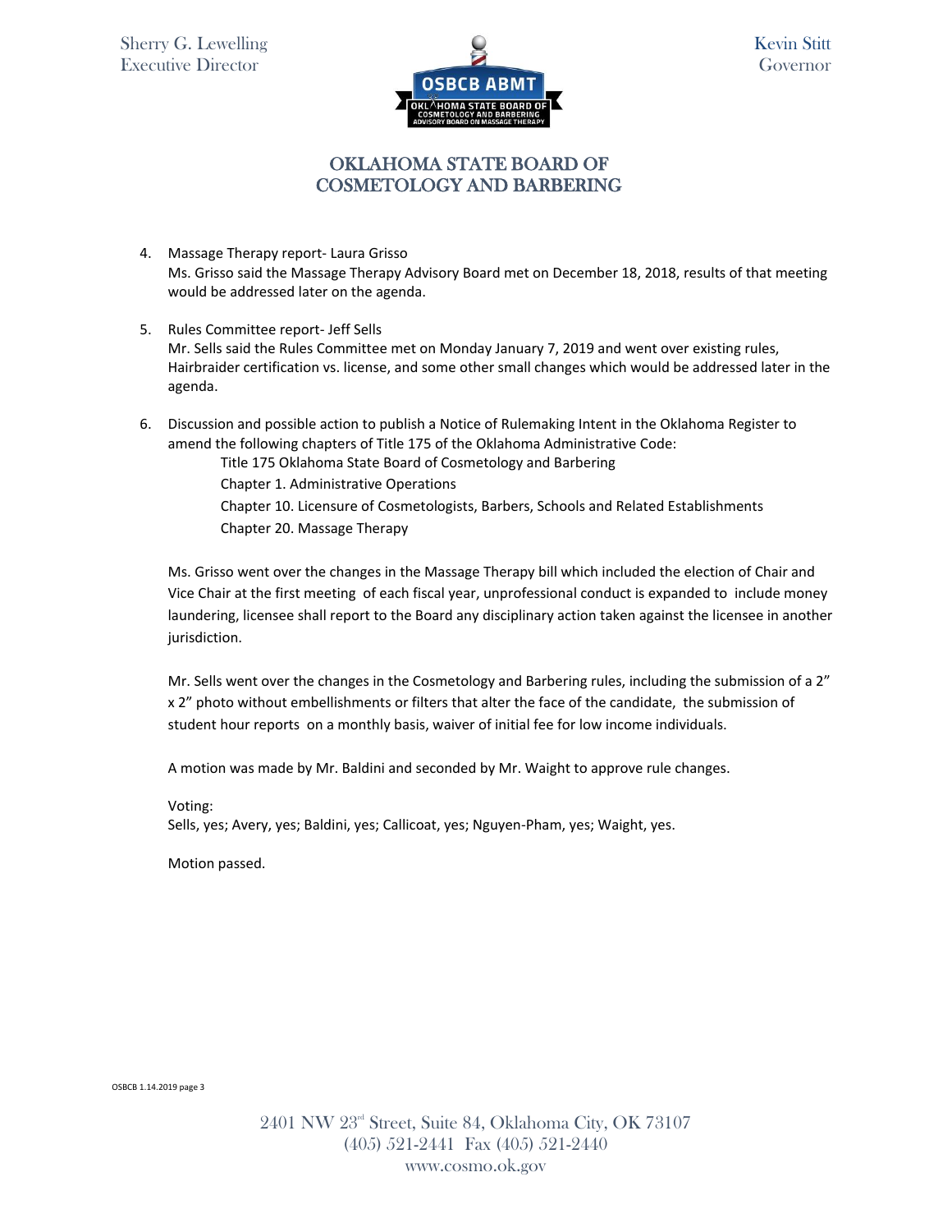4. Massage Therapy report- Laura Grisso
   Ms. Grisso said the Massage Therapy Advisory Board met on December 18, 2018, results of that meeting would be addressed later on the agenda.

5. Rules Committee report- Jeff Sells
   Mr. Sells said the Rules Committee met on Monday January 7, 2019 and went over existing rules, Hairbraider certification vs. license, and some other small changes which would be addressed later in the agenda.

6. Discussion and possible action to publish a Notice of Rulemaking Intent in the Oklahoma Register to amend the following chapters of Title 175 of the Oklahoma Administrative Code:
   Title 175 Oklahoma State Board of Cosmetology and Barbering
   Chapter 1. Administrative Operations
   Chapter 10. Licensure of Cosmetologists, Barbers, Schools and Related Establishments
   Chapter 20. Massage Therapy

   Ms. Grisso went over the changes in the Massage Therapy bill which included the election of Chair and Vice Chair at the first meeting of each fiscal year, unprofessional conduct is expanded to include money laundering, licensee shall report to the Board any disciplinary action taken against the licensee in another jurisdiction.

   Mr. Sells went over the changes in the Cosmetology and Barbering rules, including the submission of a 2" x 2" photo without embellishments or filters that alter the face of the candidate, the submission of student hour reports on a monthly basis, waiver of initial fee for low income individuals.

   A motion was made by Mr. Baldini and seconded by Mr. Waight to approve rule changes.

   Voting:
   Sells, yes; Avery, yes; Baldini, yes; Callicoat, yes; Nguyen-Pham, yes; Waight, yes.

   Motion passed.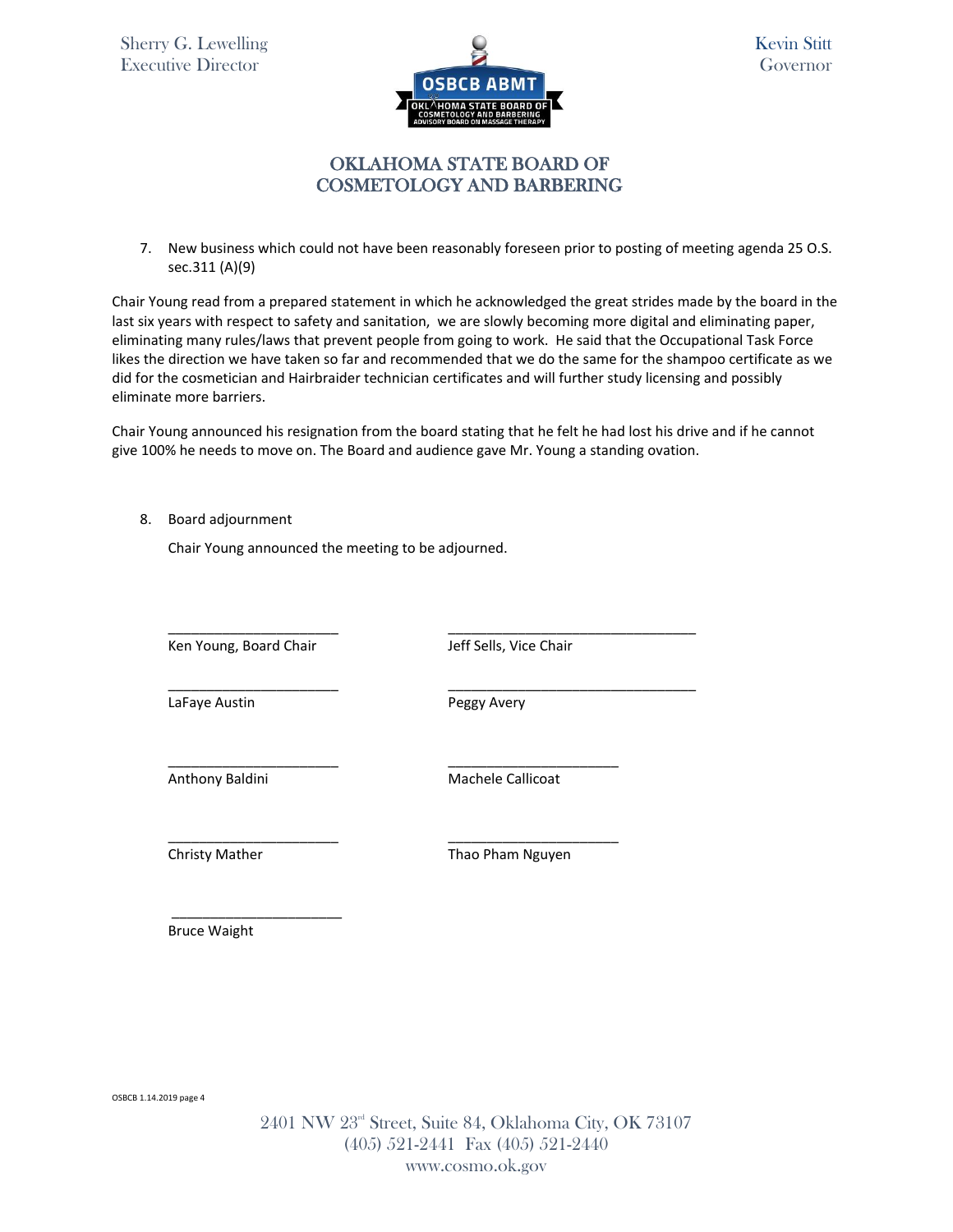Sherry G. Lewelling
Executive Director

Kevin Stitt
Governor

# OKLAHOMA STATE BOARD OF COSMETOLOGY AND BARBERING

7. New business which could not have been reasonably foreseen prior to posting of meeting agenda 25 O.S. sec.311 (A)(9)

Chair Young read from a prepared statement in which he acknowledged the great strides made by the board in the last six years with respect to safety and sanitation, we are slowly becoming more digital and eliminating paper, eliminating many rules/laws that prevent people from going to work. He said that the Occupational Task Force likes the direction we have taken so far and recommended that we do the same for the shampoo certificate as we did for the cosmetician and Hairbraider technician certificates and will further study licensing and possibly eliminate more barriers.

Chair Young announced his resignation from the board stating that he felt he had lost his drive and if he cannot give 100% he needs to move on. The Board and audience gave Mr. Young a standing ovation.

8. Board adjournment

   Chair Young announced the meeting to be adjourned.

______________________
Ken Young, Board Chair

______________________
Jeff Sells, Vice Chair

______________________
LaFaye Austin

______________________
Peggy Avery

______________________
Anthony Baldini

______________________
Machele Callicoat

______________________
Christy Mather

______________________
Thao Pham Nguyen

______________________
Bruce Waight

OSBCB 1.14.2019 page 4

2401 NW 23rd Street, Suite 84, Oklahoma City, OK 73107
(405) 521-2441 Fax (405) 521-2440
www.cosmo.ok.gov